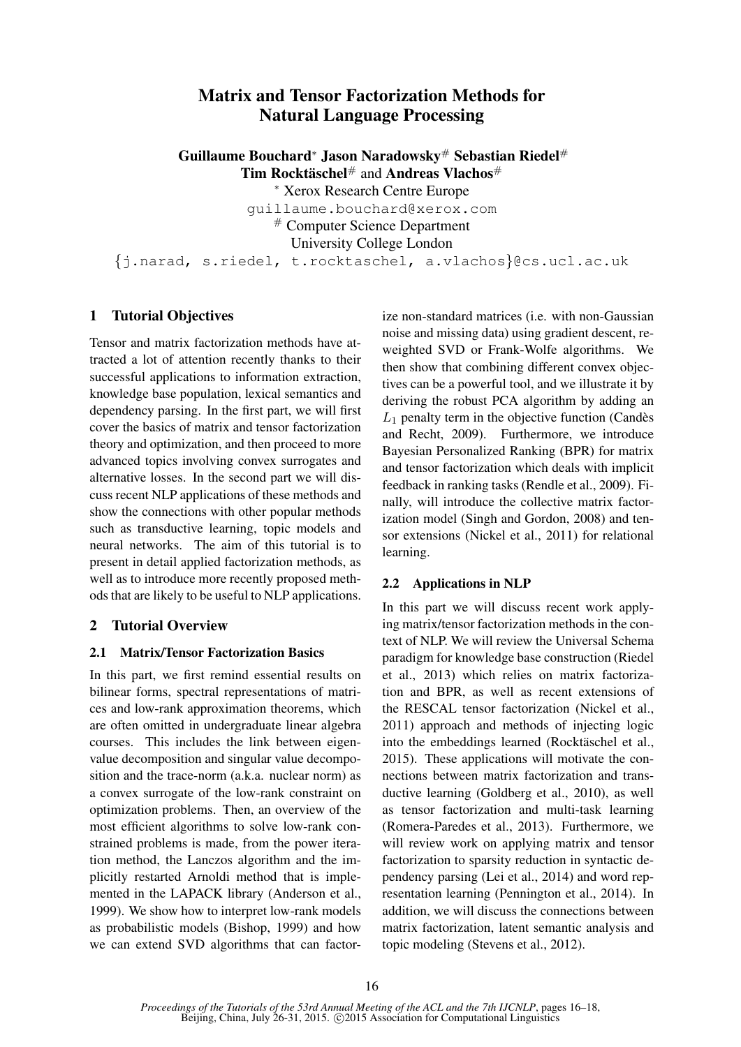# Matrix and Tensor Factorization Methods for Natural Language Processing

**Guillaume Bouchard*** **Jason Naradowsky**[#] **Sebastian Riedel**[#]
**Tim Rocktäschel**[#] and **Andreas Vlachos**[#]

* Xerox Research Centre Europe
guillaume.bouchard@xerox.com

[#] Computer Science Department
University College London
{j.narad, s.riedel, t.rocktaschel, a.vlachos}@cs.ucl.ac.uk

## 1 Tutorial Objectives

Tensor and matrix factorization methods have attracted a lot of attention recently thanks to their successful applications to information extraction, knowledge base population, lexical semantics and dependency parsing. In the first part, we will first cover the basics of matrix and tensor factorization theory and optimization, and then proceed to more advanced topics involving convex surrogates and alternative losses. In the second part we will discuss recent NLP applications of these methods and show the connections with other popular methods such as transductive learning, topic models and neural networks. The aim of this tutorial is to present in detail applied factorization methods, as well as to introduce more recently proposed methods that are likely to be useful to NLP applications.

## 2 Tutorial Overview

### 2.1 Matrix/Tensor Factorization Basics

In this part, we first remind essential results on bilinear forms, spectral representations of matrices and low-rank approximation theorems, which are often omitted in undergraduate linear algebra courses. This includes the link between eigenvalue decomposition and singular value decomposition and the trace-norm (a.k.a. nuclear norm) as a convex surrogate of the low-rank constraint on optimization problems. Then, an overview of the most efficient algorithms to solve low-rank constrained problems is made, from the power iteration method, the Lanczos algorithm and the implicitly restarted Arnoldi method that is implemented in the LAPACK library (Anderson et al., 1999). We show how to interpret low-rank models as probabilistic models (Bishop, 1999) and how we can extend SVD algorithms that can factorize non-standard matrices (i.e. with non-Gaussian noise and missing data) using gradient descent, reweighted SVD or Frank-Wolfe algorithms. We then show that combining different convex objectives can be a powerful tool, and we illustrate it by deriving the robust PCA algorithm by adding an $L_1$ penalty term in the objective function (Candès and Recht, 2009). Furthermore, we introduce Bayesian Personalized Ranking (BPR) for matrix and tensor factorization which deals with implicit feedback in ranking tasks (Rendle et al., 2009). Finally, will introduce the collective matrix factorization model (Singh and Gordon, 2008) and tensor extensions (Nickel et al., 2011) for relational learning.

### 2.2 Applications in NLP

In this part we will discuss recent work applying matrix/tensor factorization methods in the context of NLP. We will review the Universal Schema paradigm for knowledge base construction (Riedel et al., 2013) which relies on matrix factorization and BPR, as well as recent extensions of the RESCAL tensor factorization (Nickel et al., 2011) approach and methods of injecting logic into the embeddings learned (Rocktäschel et al., 2015). These applications will motivate the connections between matrix factorization and transductive learning (Goldberg et al., 2010), as well as tensor factorization and multi-task learning (Romera-Paredes et al., 2013). Furthermore, we will review work on applying matrix and tensor factorization to sparsity reduction in syntactic dependency parsing (Lei et al., 2014) and word representation learning (Pennington et al., 2014). In addition, we will discuss the connections between matrix factorization, latent semantic analysis and topic modeling (Stevens et al., 2012).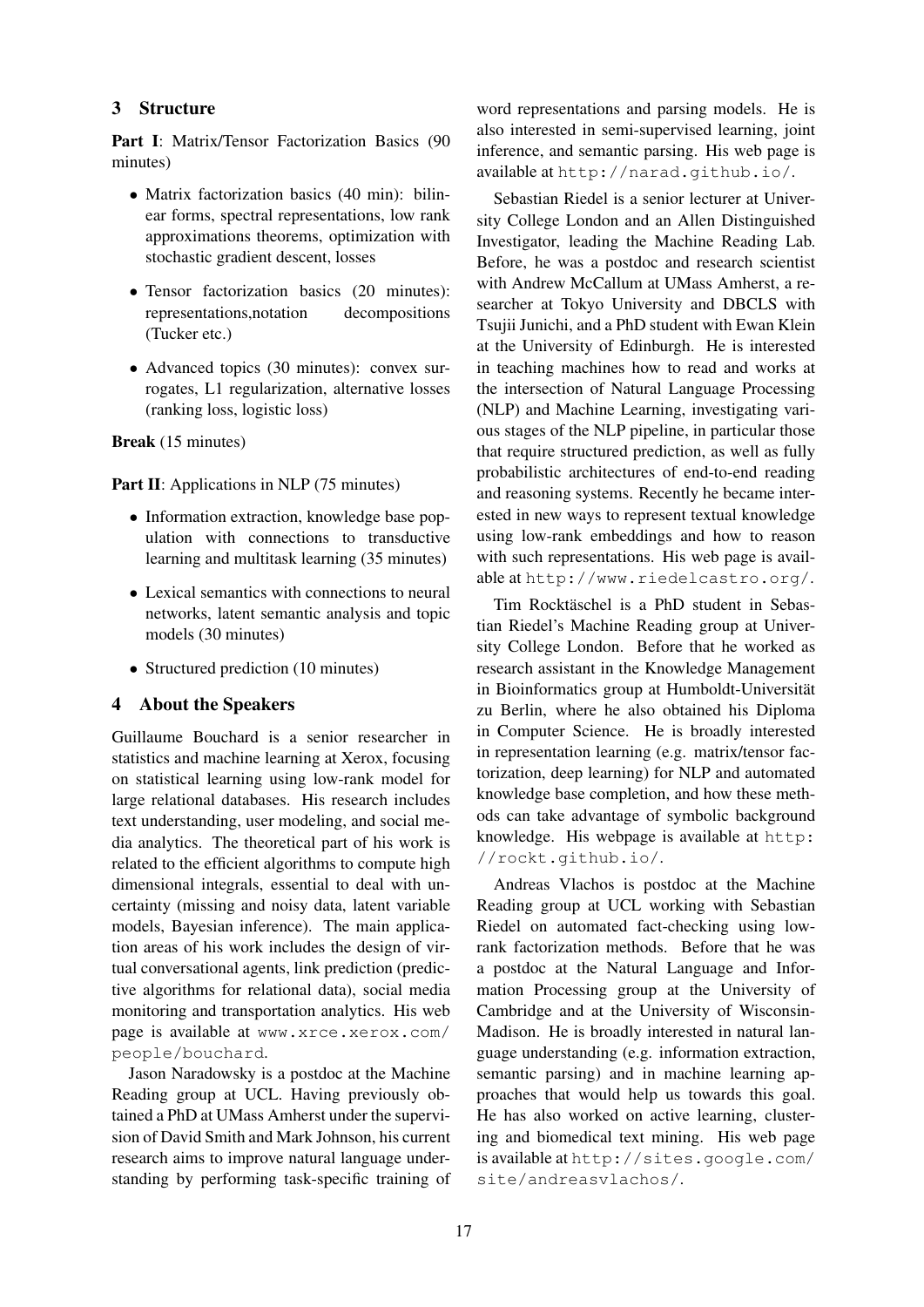## 3 Structure

**Part I**: Matrix/Tensor Factorization Basics (90 minutes)

- Matrix factorization basics (40 min): bilinear forms, spectral representations, low rank approximations theorems, optimization with stochastic gradient descent, losses
- Tensor factorization basics (20 minutes): representations,notation decompositions (Tucker etc.)
- Advanced topics (30 minutes): convex surrogates, L1 regularization, alternative losses (ranking loss, logistic loss)

**Break** (15 minutes)

**Part II**: Applications in NLP (75 minutes)

- Information extraction, knowledge base population with connections to transductive learning and multitask learning (35 minutes)
- Lexical semantics with connections to neural networks, latent semantic analysis and topic models (30 minutes)
- Structured prediction (10 minutes)

## 4 About the Speakers

Guillaume Bouchard is a senior researcher in statistics and machine learning at Xerox, focusing on statistical learning using low-rank model for large relational databases. His research includes text understanding, user modeling, and social media analytics. The theoretical part of his work is related to the efficient algorithms to compute high dimensional integrals, essential to deal with uncertainty (missing and noisy data, latent variable models, Bayesian inference). The main application areas of his work includes the design of virtual conversational agents, link prediction (predictive algorithms for relational data), social media monitoring and transportation analytics. His web page is available at www.xrce.xerox.com/people/bouchard.

Jason Naradowsky is a postdoc at the Machine Reading group at UCL. Having previously obtained a PhD at UMass Amherst under the supervision of David Smith and Mark Johnson, his current research aims to improve natural language understanding by performing task-specific training of word representations and parsing models. He is also interested in semi-supervised learning, joint inference, and semantic parsing. His web page is available at http://narad.github.io/.

Sebastian Riedel is a senior lecturer at University College London and an Allen Distinguished Investigator, leading the Machine Reading Lab. Before, he was a postdoc and research scientist with Andrew McCallum at UMass Amherst, a researcher at Tokyo University and DBCLS with Tsujii Junichi, and a PhD student with Ewan Klein at the University of Edinburgh. He is interested in teaching machines how to read and works at the intersection of Natural Language Processing (NLP) and Machine Learning, investigating various stages of the NLP pipeline, in particular those that require structured prediction, as well as fully probabilistic architectures of end-to-end reading and reasoning systems. Recently he became interested in new ways to represent textual knowledge using low-rank embeddings and how to reason with such representations. His web page is available at http://www.riedelcastro.org/.

Tim Rocktäschel is a PhD student in Sebastian Riedel's Machine Reading group at University College London. Before that he worked as research assistant in the Knowledge Management in Bioinformatics group at Humboldt-Universität zu Berlin, where he also obtained his Diploma in Computer Science. He is broadly interested in representation learning (e.g. matrix/tensor factorization, deep learning) for NLP and automated knowledge base completion, and how these methods can take advantage of symbolic background knowledge. His webpage is available at http://rockt.github.io/.

Andreas Vlachos is postdoc at the Machine Reading group at UCL working with Sebastian Riedel on automated fact-checking using low-rank factorization methods. Before that he was a postdoc at the Natural Language and Information Processing group at the University of Cambridge and at the University of Wisconsin-Madison. He is broadly interested in natural language understanding (e.g. information extraction, semantic parsing) and in machine learning approaches that would help us towards this goal. He has also worked on active learning, clustering and biomedical text mining. His web page is available at http://sites.google.com/site/andreasvlachos/.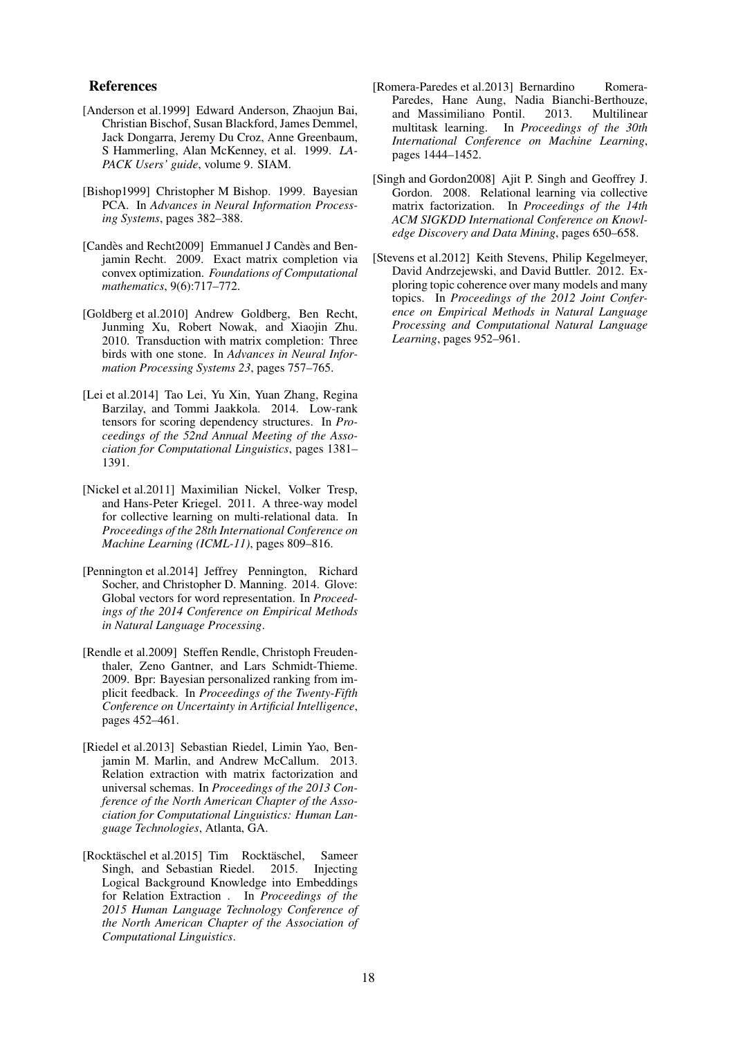## References

[Anderson et al.1999] Edward Anderson, Zhaojun Bai, Christian Bischof, Susan Blackford, James Demmel, Jack Dongarra, Jeremy Du Croz, Anne Greenbaum, S Hammerling, Alan McKenney, et al. 1999. *LAPACK Users' guide*, volume 9. SIAM.

[Bishop1999] Christopher M Bishop. 1999. Bayesian PCA. In *Advances in Neural Information Processing Systems*, pages 382–388.

[Candès and Recht2009] Emmanuel J Candès and Benjamin Recht. 2009. Exact matrix completion via convex optimization. *Foundations of Computational mathematics*, 9(6):717–772.

[Goldberg et al.2010] Andrew Goldberg, Ben Recht, Junming Xu, Robert Nowak, and Xiaojin Zhu. 2010. Transduction with matrix completion: Three birds with one stone. In *Advances in Neural Information Processing Systems 23*, pages 757–765.

[Lei et al.2014] Tao Lei, Yu Xin, Yuan Zhang, Regina Barzilay, and Tommi Jaakkola. 2014. Low-rank tensors for scoring dependency structures. In *Proceedings of the 52nd Annual Meeting of the Association for Computational Linguistics*, pages 1381–1391.

[Nickel et al.2011] Maximilian Nickel, Volker Tresp, and Hans-Peter Kriegel. 2011. A three-way model for collective learning on multi-relational data. In *Proceedings of the 28th International Conference on Machine Learning (ICML-11)*, pages 809–816.

[Pennington et al.2014] Jeffrey Pennington, Richard Socher, and Christopher D. Manning. 2014. Glove: Global vectors for word representation. In *Proceedings of the 2014 Conference on Empirical Methods in Natural Language Processing*.

[Rendle et al.2009] Steffen Rendle, Christoph Freudenthaler, Zeno Gantner, and Lars Schmidt-Thieme. 2009. Bpr: Bayesian personalized ranking from implicit feedback. In *Proceedings of the Twenty-Fifth Conference on Uncertainty in Artificial Intelligence*, pages 452–461.

[Riedel et al.2013] Sebastian Riedel, Limin Yao, Benjamin M. Marlin, and Andrew McCallum. 2013. Relation extraction with matrix factorization and universal schemas. In *Proceedings of the 2013 Conference of the North American Chapter of the Association for Computational Linguistics: Human Language Technologies*, Atlanta, GA.

[Rocktäschel et al.2015] Tim Rocktäschel, Sameer Singh, and Sebastian Riedel. 2015. Injecting Logical Background Knowledge into Embeddings for Relation Extraction . In *Proceedings of the 2015 Human Language Technology Conference of the North American Chapter of the Association of Computational Linguistics*.

[Romera-Paredes et al.2013] Bernardino Romera-Paredes, Hane Aung, Nadia Bianchi-Berthouze, and Massimiliano Pontil. 2013. Multilinear multitask learning. In *Proceedings of the 30th International Conference on Machine Learning*, pages 1444–1452.

[Singh and Gordon2008] Ajit P. Singh and Geoffrey J. Gordon. 2008. Relational learning via collective matrix factorization. In *Proceedings of the 14th ACM SIGKDD International Conference on Knowledge Discovery and Data Mining*, pages 650–658.

[Stevens et al.2012] Keith Stevens, Philip Kegelmeyer, David Andrzejewski, and David Buttler. 2012. Exploring topic coherence over many models and many topics. In *Proceedings of the 2012 Joint Conference on Empirical Methods in Natural Language Processing and Computational Natural Language Learning*, pages 952–961.